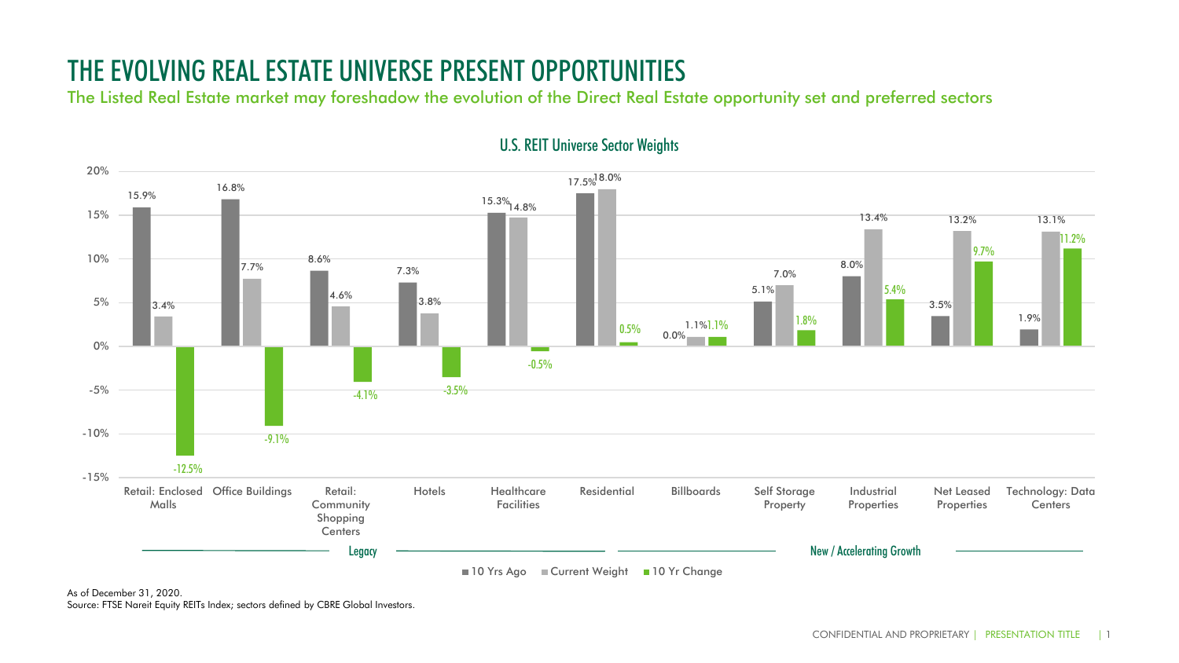# THE EVOLVING REAL ESTATE UNIVERSE PRESENT OPPORTUNITIES

## The Listed Real Estate market may foreshadow the evolution of the Direct Real Estate opportunity set and preferred sectors

### U.S. REIT Universe Sector Weights

| Sector | Category | 10 Yrs Ago | Current Weight | 10 Yr Change |
|---|---|---|---|---|
| Retail: Enclosed Malls | Legacy | 15.9% | 3.4% | -12.5% |
| Office Buildings | Legacy | 16.8% | 7.7% | -9.1% |
| Retail: Community Shopping Centers | Legacy | 8.6% | 4.6% | -4.1% |
| Hotels | Legacy | 7.3% | 3.8% | -3.5% |
| Healthcare Facilities | Legacy | 15.3% | 14.8% | -0.5% |
| Residential | Legacy | 17.5% | 18.0% | 0.5% |
| Billboards | New / Accelerating Growth | 0.0% | 1.1% | 1.1% |
| Self Storage Property | New / Accelerating Growth | 5.1% | 7.0% | 1.8% |
| Industrial Properties | New / Accelerating Growth | 8.0% | 13.4% | 5.4% |
| Net Leased Properties | New / Accelerating Growth | 3.5% | 13.2% | 9.7% |
| Technology: Data Centers | New / Accelerating Growth | 1.9% | 13.1% | 11.2% |

As of December 31, 2020.
Source: FTSE Nareit Equity REITs Index; sectors defined by CBRE Global Investors.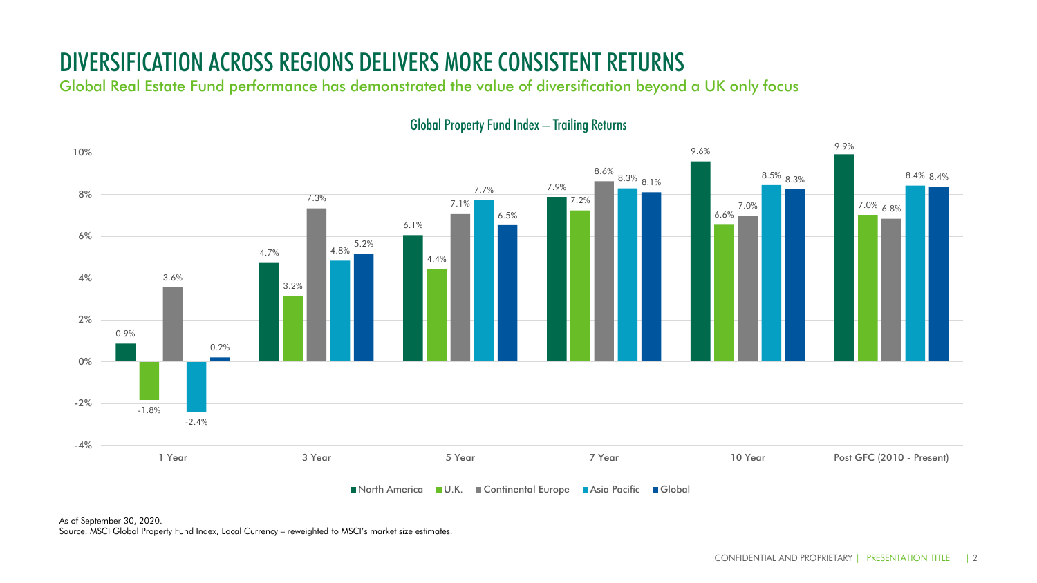# DIVERSIFICATION ACROSS REGIONS DELIVERS MORE CONSISTENT RETURNS

Global Real Estate Fund performance has demonstrated the value of diversification beyond a UK only focus

Global Property Fund Index – Trailing Returns

10%
8%
6%
4%
2%
0%
-2%
-4%

1 Year: 0.9% -1.8% 3.6% -2.4% 0.2%

3 Year: 4.7% 3.2% 7.3% 4.8% 5.2%

5 Year: 6.1% 4.4% 7.1% 7.7% 6.5%

7 Year: 7.9% 7.2% 8.6% 8.3% 8.1%

10 Year: 9.6% 6.6% 7.0% 8.5% 8.3%

Post GFC (2010 - Present): 9.9% 7.0% 6.8% 8.4% 8.4%

North America, U.K., Continental Europe, Asia Pacific, Global

As of September 30, 2020.

Source: MSCI Global Property Fund Index, Local Currency – reweighted to MSCI's market size estimates.